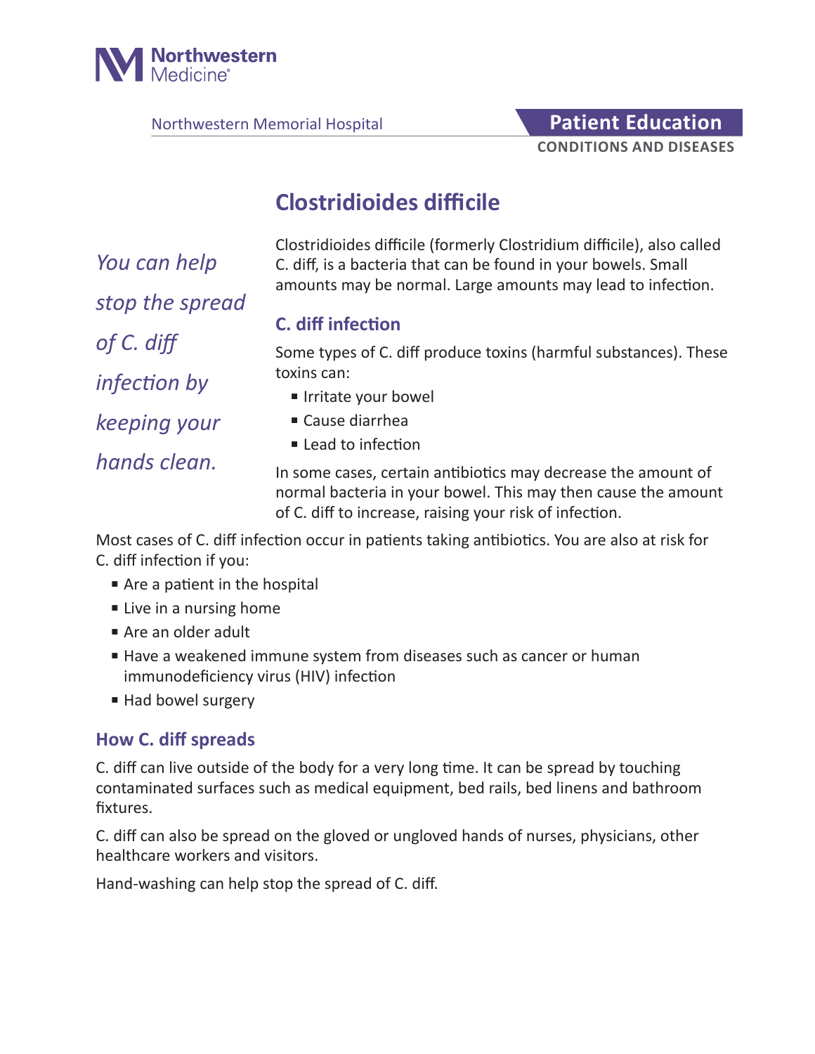Northwestern Medicine

Northwestern Memorial Hospital

**Patient Education**

**CONDITIONS AND DISEASES**

# Clostridioides difficile

*You can help stop the spread of C. diff infection by keeping your hands clean.*

Clostridioides difficile (formerly Clostridium difficile), also called C. diff, is a bacteria that can be found in your bowels. Small amounts may be normal. Large amounts may lead to infection.

## C. diff infection

Some types of C. diff produce toxins (harmful substances). These toxins can:

- Irritate your bowel
- Cause diarrhea
- Lead to infection

In some cases, certain antibiotics may decrease the amount of normal bacteria in your bowel. This may then cause the amount of C. diff to increase, raising your risk of infection.

Most cases of C. diff infection occur in patients taking antibiotics. You are also at risk for C. diff infection if you:

- Are a patient in the hospital
- Live in a nursing home
- Are an older adult
- Have a weakened immune system from diseases such as cancer or human immunodeficiency virus (HIV) infection
- Had bowel surgery

## How C. diff spreads

C. diff can live outside of the body for a very long time. It can be spread by touching contaminated surfaces such as medical equipment, bed rails, bed linens and bathroom fixtures.

C. diff can also be spread on the gloved or ungloved hands of nurses, physicians, other healthcare workers and visitors.

Hand-washing can help stop the spread of C. diff.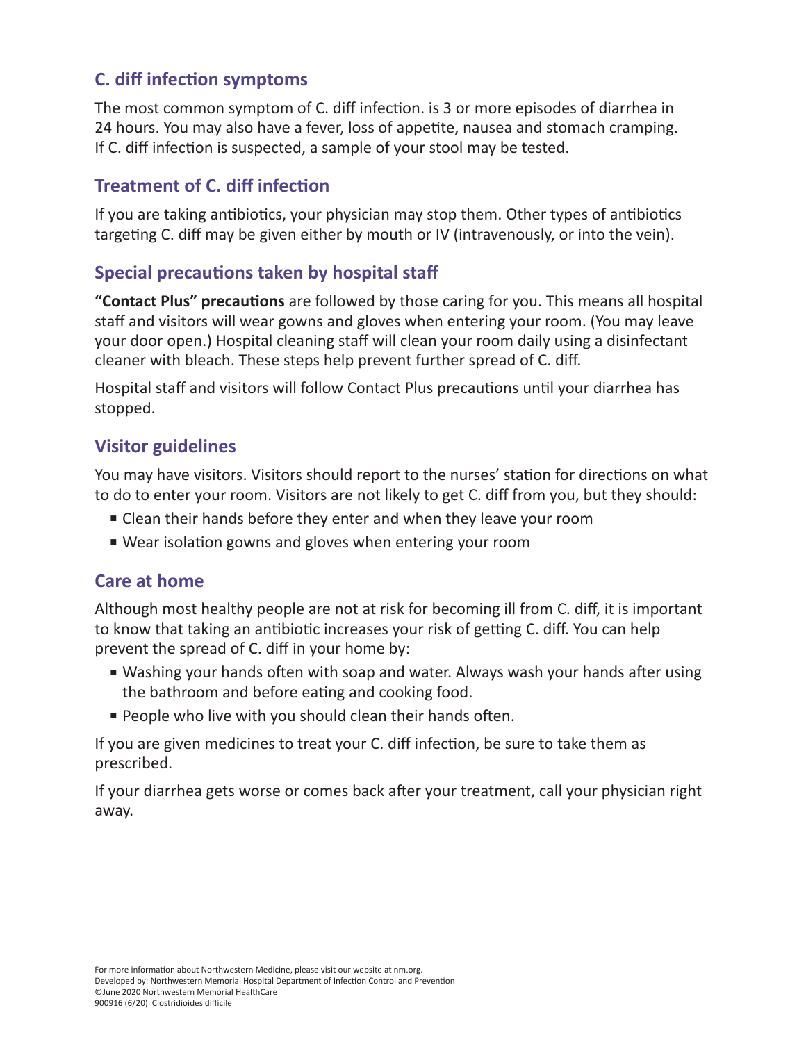## C. diff infection symptoms

The most common symptom of C. diff infection. is 3 or more episodes of diarrhea in 24 hours. You may also have a fever, loss of appetite, nausea and stomach cramping. If C. diff infection is suspected, a sample of your stool may be tested.

## Treatment of C. diff infection

If you are taking antibiotics, your physician may stop them. Other types of antibiotics targeting C. diff may be given either by mouth or IV (intravenously, or into the vein).

## Special precautions taken by hospital staff

**"Contact Plus" precautions** are followed by those caring for you. This means all hospital staff and visitors will wear gowns and gloves when entering your room. (You may leave your door open.) Hospital cleaning staff will clean your room daily using a disinfectant cleaner with bleach. These steps help prevent further spread of C. diff.

Hospital staff and visitors will follow Contact Plus precautions until your diarrhea has stopped.

## Visitor guidelines

You may have visitors. Visitors should report to the nurses' station for directions on what to do to enter your room. Visitors are not likely to get C. diff from you, but they should:

- Clean their hands before they enter and when they leave your room
- Wear isolation gowns and gloves when entering your room

## Care at home

Although most healthy people are not at risk for becoming ill from C. diff, it is important to know that taking an antibiotic increases your risk of getting C. diff. You can help prevent the spread of C. diff in your home by:

- Washing your hands often with soap and water. Always wash your hands after using the bathroom and before eating and cooking food.
- People who live with you should clean their hands often.

If you are given medicines to treat your C. diff infection, be sure to take them as prescribed.

If your diarrhea gets worse or comes back after your treatment, call your physician right away.

For more information about Northwestern Medicine, please visit our website at nm.org.
Developed by: Northwestern Memorial Hospital Department of Infection Control and Prevention
©June 2020 Northwestern Memorial HealthCare
900916 (6/20) Clostridioides difficile